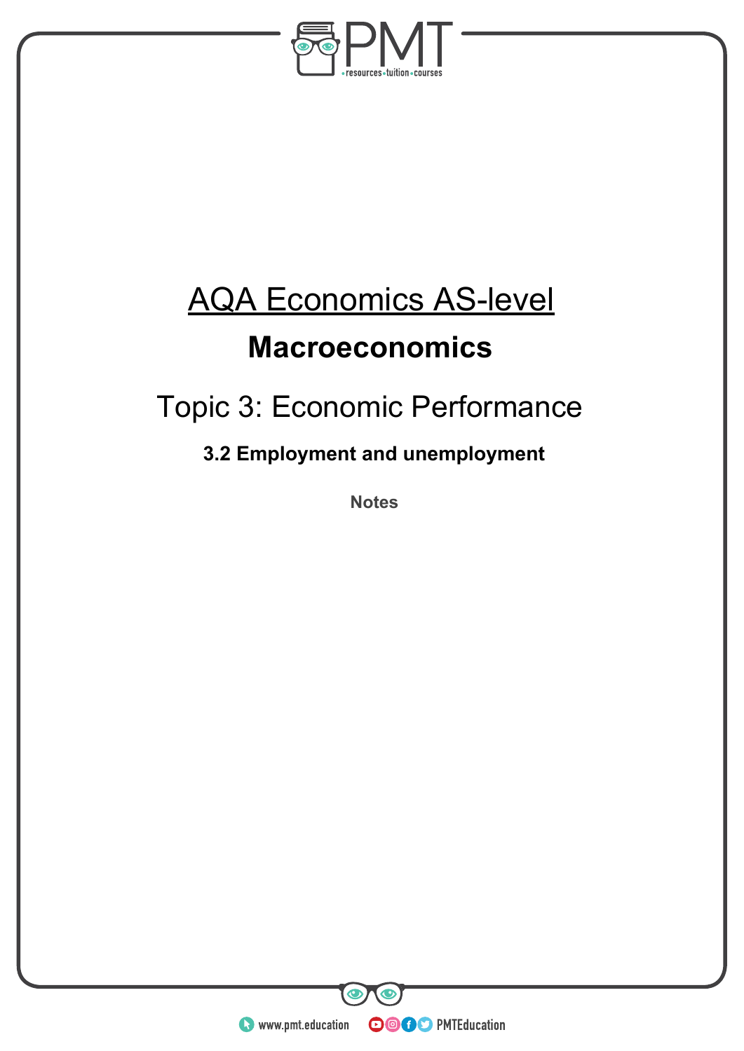# AQA Economics AS-level

## Macroeconomics

## Topic 3: Economic Performance

### 3.2 Employment and unemployment

**Notes**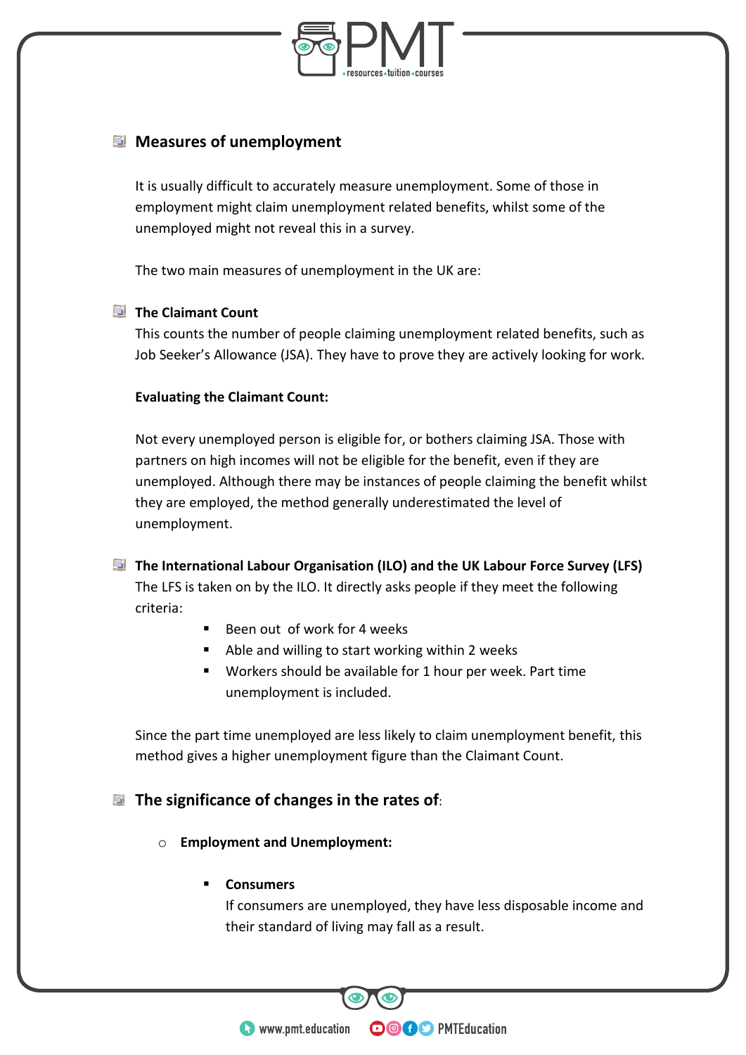## Measures of unemployment

It is usually difficult to accurately measure unemployment. Some of those in employment might claim unemployment related benefits, whilst some of the unemployed might not reveal this in a survey.

The two main measures of unemployment in the UK are:

### The Claimant Count

This counts the number of people claiming unemployment related benefits, such as Job Seeker's Allowance (JSA). They have to prove they are actively looking for work.

**Evaluating the Claimant Count:**

Not every unemployed person is eligible for, or bothers claiming JSA. Those with partners on high incomes will not be eligible for the benefit, even if they are unemployed. Although there may be instances of people claiming the benefit whilst they are employed, the method generally underestimated the level of unemployment.

### The International Labour Organisation (ILO) and the UK Labour Force Survey (LFS)

The LFS is taken on by the ILO. It directly asks people if they meet the following criteria:

- Been out of work for 4 weeks
- Able and willing to start working within 2 weeks
- Workers should be available for 1 hour per week. Part time unemployment is included.

Since the part time unemployed are less likely to claim unemployment benefit, this method gives a higher unemployment figure than the Claimant Count.

## The significance of changes in the rates of:

- **Employment and Unemployment:**
  - **Consumers**
    If consumers are unemployed, they have less disposable income and their standard of living may fall as a result.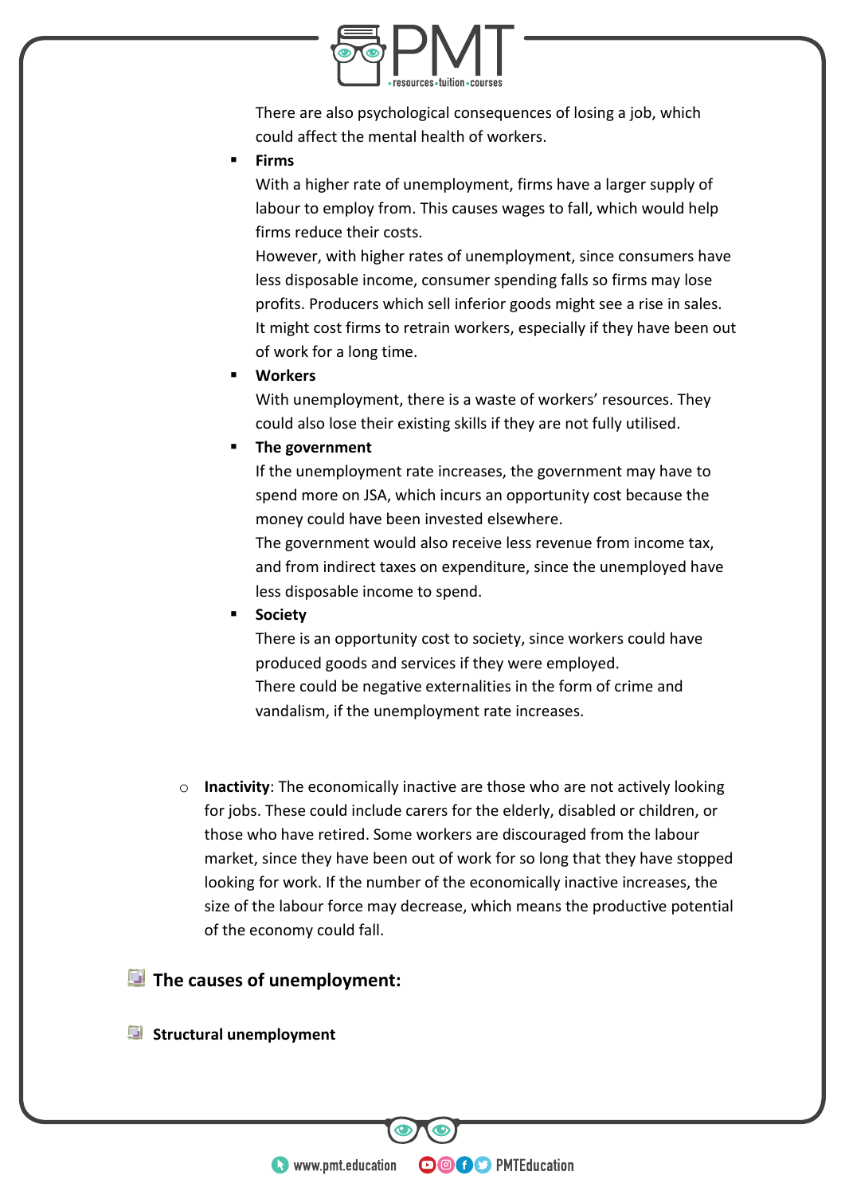There are also psychological consequences of losing a job, which could affect the mental health of workers.

- **Firms**

  With a higher rate of unemployment, firms have a larger supply of labour to employ from. This causes wages to fall, which would help firms reduce their costs.

  However, with higher rates of unemployment, since consumers have less disposable income, consumer spending falls so firms may lose profits. Producers which sell inferior goods might see a rise in sales. It might cost firms to retrain workers, especially if they have been out of work for a long time.

- **Workers**

  With unemployment, there is a waste of workers' resources. They could also lose their existing skills if they are not fully utilised.

- **The government**

  If the unemployment rate increases, the government may have to spend more on JSA, which incurs an opportunity cost because the money could have been invested elsewhere.

  The government would also receive less revenue from income tax, and from indirect taxes on expenditure, since the unemployed have less disposable income to spend.

- **Society**

  There is an opportunity cost to society, since workers could have produced goods and services if they were employed.

  There could be negative externalities in the form of crime and vandalism, if the unemployment rate increases.

- **Inactivity**: The economically inactive are those who are not actively looking for jobs. These could include carers for the elderly, disabled or children, or those who have retired. Some workers are discouraged from the labour market, since they have been out of work for so long that they have stopped looking for work. If the number of the economically inactive increases, the size of the labour force may decrease, which means the productive potential of the economy could fall.

## The causes of unemployment:

### Structural unemployment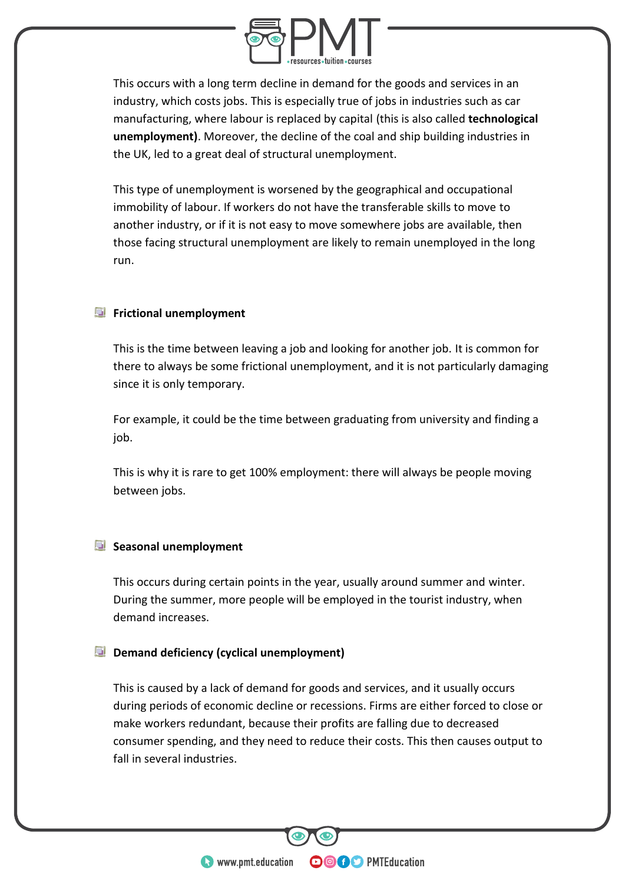This occurs with a long term decline in demand for the goods and services in an industry, which costs jobs. This is especially true of jobs in industries such as car manufacturing, where labour is replaced by capital (this is also called **technological unemployment)**. Moreover, the decline of the coal and ship building industries in the UK, led to a great deal of structural unemployment.

This type of unemployment is worsened by the geographical and occupational immobility of labour. If workers do not have the transferable skills to move to another industry, or if it is not easy to move somewhere jobs are available, then those facing structural unemployment are likely to remain unemployed in the long run.

- **Frictional unemployment**

  This is the time between leaving a job and looking for another job. It is common for there to always be some frictional unemployment, and it is not particularly damaging since it is only temporary.

  For example, it could be the time between graduating from university and finding a job.

  This is why it is rare to get 100% employment: there will always be people moving between jobs.

- **Seasonal unemployment**

  This occurs during certain points in the year, usually around summer and winter. During the summer, more people will be employed in the tourist industry, when demand increases.

- **Demand deficiency (cyclical unemployment)**

  This is caused by a lack of demand for goods and services, and it usually occurs during periods of economic decline or recessions. Firms are either forced to close or make workers redundant, because their profits are falling due to decreased consumer spending, and they need to reduce their costs. This then causes output to fall in several industries.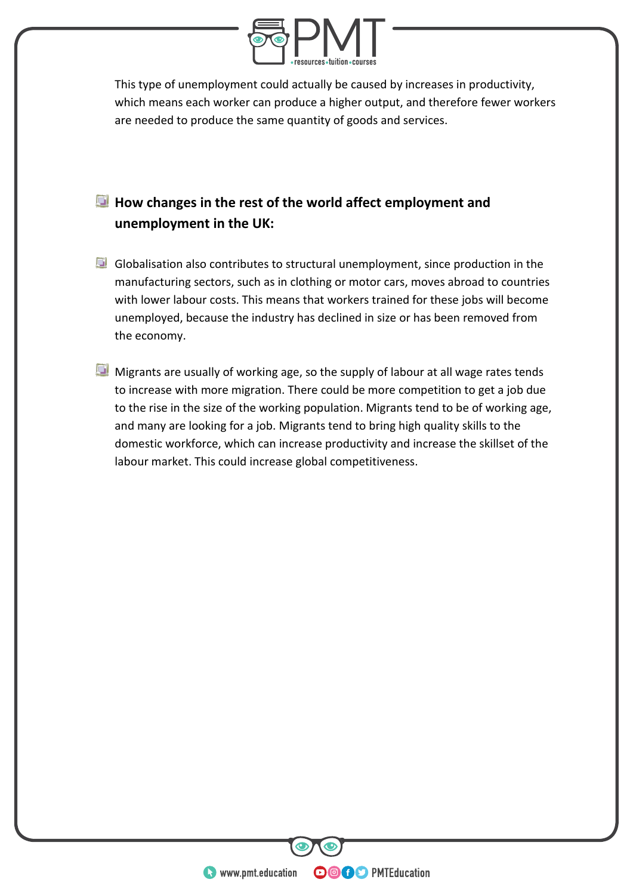This type of unemployment could actually be caused by increases in productivity, which means each worker can produce a higher output, and therefore fewer workers are needed to produce the same quantity of goods and services.

## How changes in the rest of the world affect employment and unemployment in the UK:

- Globalisation also contributes to structural unemployment, since production in the manufacturing sectors, such as in clothing or motor cars, moves abroad to countries with lower labour costs. This means that workers trained for these jobs will become unemployed, because the industry has declined in size or has been removed from the economy.
- Migrants are usually of working age, so the supply of labour at all wage rates tends to increase with more migration. There could be more competition to get a job due to the rise in the size of the working population. Migrants tend to be of working age, and many are looking for a job. Migrants tend to bring high quality skills to the domestic workforce, which can increase productivity and increase the skillset of the labour market. This could increase global competitiveness.